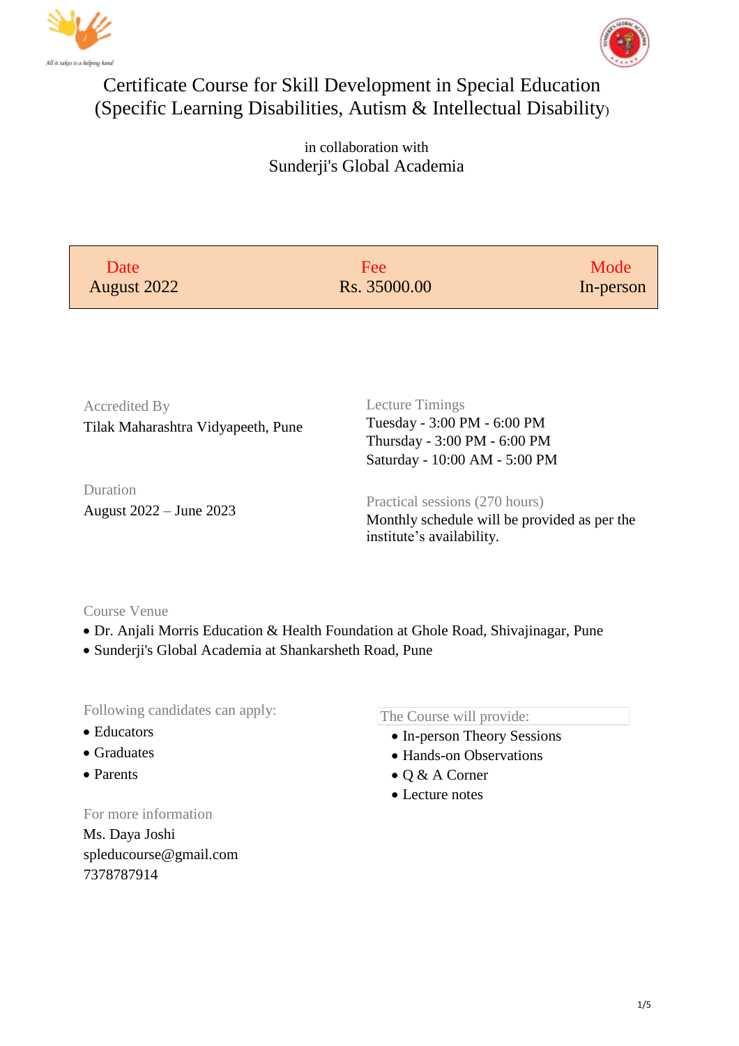# Certificate Course for Skill Development in Special Education (Specific Learning Disabilities, Autism & Intellectual Disability)

in collaboration with

Sunderji's Global Academia

| Date | Fee | Mode |
|---|---|---|
| August 2022 | Rs. 35000.00 | In-person |

**Accredited By**

Tilak Maharashtra Vidyapeeth, Pune

**Lecture Timings**

Tuesday - 3:00 PM - 6:00 PM
Thursday - 3:00 PM - 6:00 PM
Saturday - 10:00 AM - 5:00 PM

**Duration**

August 2022 – June 2023

**Practical sessions (270 hours)**

Monthly schedule will be provided as per the institute's availability.

**Course Venue**

- Dr. Anjali Morris Education & Health Foundation at Ghole Road, Shivajinagar, Pune
- Sunderji's Global Academia at Shankarsheth Road, Pune

**Following candidates can apply:**

- Educators
- Graduates
- Parents

**The Course will provide:**

- In-person Theory Sessions
- Hands-on Observations
- Q & A Corner
- Lecture notes

**For more information**

Ms. Daya Joshi
spleducourse@gmail.com
7378787914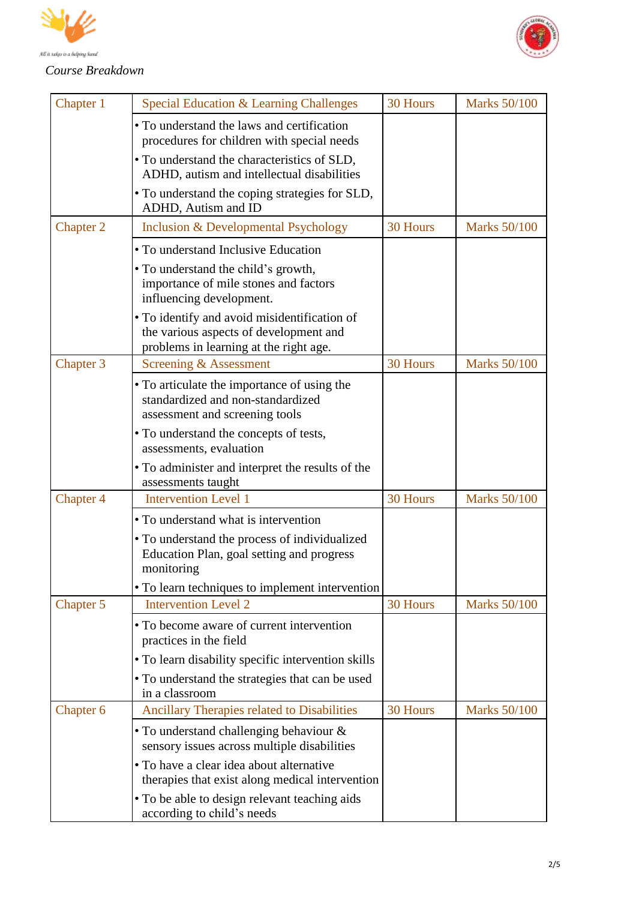*Course Breakdown*

| Chapter | Topic | Hours | Marks |
|---|---|---|---|
| Chapter 1 | Special Education & Learning Challenges | 30 Hours | Marks 50/100 |
| | • To understand the laws and certification procedures for children with special needs<br>• To understand the characteristics of SLD, ADHD, autism and intellectual disabilities<br>• To understand the coping strategies for SLD, ADHD, Autism and ID | | |
| Chapter 2 | Inclusion & Developmental Psychology | 30 Hours | Marks 50/100 |
| | • To understand Inclusive Education<br>• To understand the child's growth, importance of mile stones and factors influencing development.<br>• To identify and avoid misidentification of the various aspects of development and problems in learning at the right age. | | |
| Chapter 3 | Screening & Assessment | 30 Hours | Marks 50/100 |
| | • To articulate the importance of using the standardized and non-standardized assessment and screening tools<br>• To understand the concepts of tests, assessments, evaluation<br>• To administer and interpret the results of the assessments taught | | |
| Chapter 4 | Intervention Level 1 | 30 Hours | Marks 50/100 |
| | • To understand what is intervention<br>• To understand the process of individualized Education Plan, goal setting and progress monitoring<br>• To learn techniques to implement intervention | | |
| Chapter 5 | Intervention Level 2 | 30 Hours | Marks 50/100 |
| | • To become aware of current intervention practices in the field<br>• To learn disability specific intervention skills<br>• To understand the strategies that can be used in a classroom | | |
| Chapter 6 | Ancillary Therapies related to Disabilities | 30 Hours | Marks 50/100 |
| | • To understand challenging behaviour & sensory issues across multiple disabilities<br>• To have a clear idea about alternative therapies that exist along medical intervention<br>• To be able to design relevant teaching aids according to child's needs | | |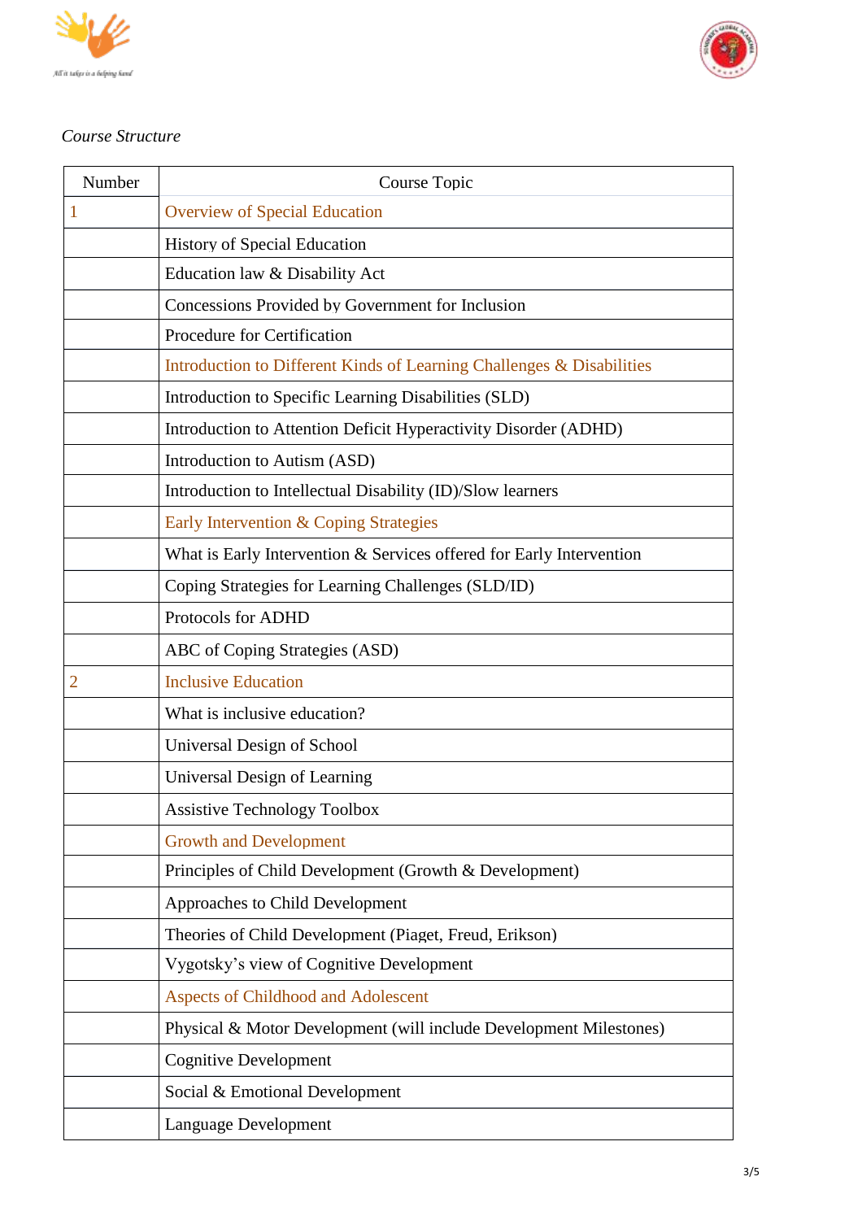*Course Structure*

| Number | Course Topic |
|---|---|
| 1 | Overview of Special Education |
| | History of Special Education |
| | Education law & Disability Act |
| | Concessions Provided by Government for Inclusion |
| | Procedure for Certification |
| | Introduction to Different Kinds of Learning Challenges & Disabilities |
| | Introduction to Specific Learning Disabilities (SLD) |
| | Introduction to Attention Deficit Hyperactivity Disorder (ADHD) |
| | Introduction to Autism (ASD) |
| | Introduction to Intellectual Disability (ID)/Slow learners |
| | Early Intervention & Coping Strategies |
| | What is Early Intervention & Services offered for Early Intervention |
| | Coping Strategies for Learning Challenges (SLD/ID) |
| | Protocols for ADHD |
| | ABC of Coping Strategies (ASD) |
| 2 | Inclusive Education |
| | What is inclusive education? |
| | Universal Design of School |
| | Universal Design of Learning |
| | Assistive Technology Toolbox |
| | Growth and Development |
| | Principles of Child Development (Growth & Development) |
| | Approaches to Child Development |
| | Theories of Child Development (Piaget, Freud, Erikson) |
| | Vygotsky's view of Cognitive Development |
| | Aspects of Childhood and Adolescent |
| | Physical & Motor Development (will include Development Milestones) |
| | Cognitive Development |
| | Social & Emotional Development |
| | Language Development |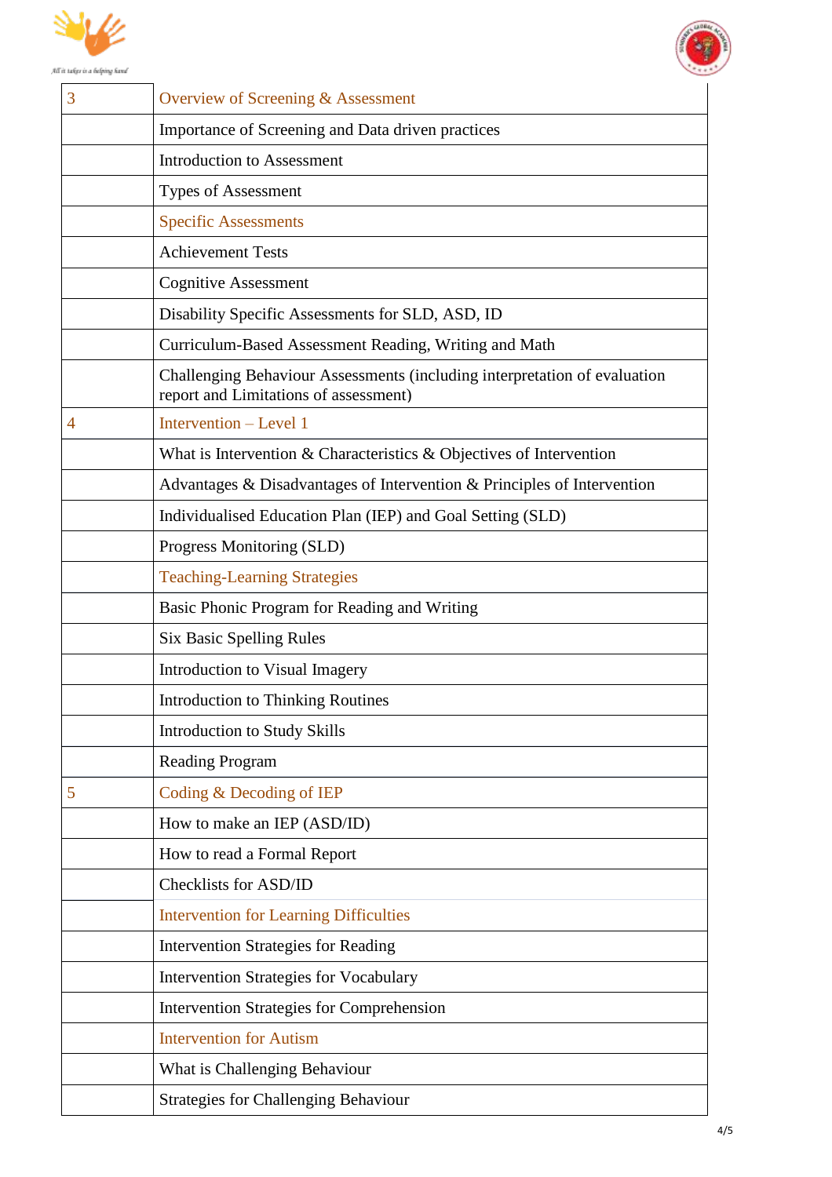| | |
|---|---|
| 3 | Overview of Screening & Assessment |
| | Importance of Screening and Data driven practices |
| | Introduction to Assessment |
| | Types of Assessment |
| | Specific Assessments |
| | Achievement Tests |
| | Cognitive Assessment |
| | Disability Specific Assessments for SLD, ASD, ID |
| | Curriculum-Based Assessment Reading, Writing and Math |
| | Challenging Behaviour Assessments (including interpretation of evaluation report and Limitations of assessment) |
| 4 | Intervention – Level 1 |
| | What is Intervention & Characteristics & Objectives of Intervention |
| | Advantages & Disadvantages of Intervention & Principles of Intervention |
| | Individualised Education Plan (IEP) and Goal Setting (SLD) |
| | Progress Monitoring (SLD) |
| | Teaching-Learning Strategies |
| | Basic Phonic Program for Reading and Writing |
| | Six Basic Spelling Rules |
| | Introduction to Visual Imagery |
| | Introduction to Thinking Routines |
| | Introduction to Study Skills |
| | Reading Program |
| 5 | Coding & Decoding of IEP |
| | How to make an IEP (ASD/ID) |
| | How to read a Formal Report |
| | Checklists for ASD/ID |
| | Intervention for Learning Difficulties |
| | Intervention Strategies for Reading |
| | Intervention Strategies for Vocabulary |
| | Intervention Strategies for Comprehension |
| | Intervention for Autism |
| | What is Challenging Behaviour |
| | Strategies for Challenging Behaviour |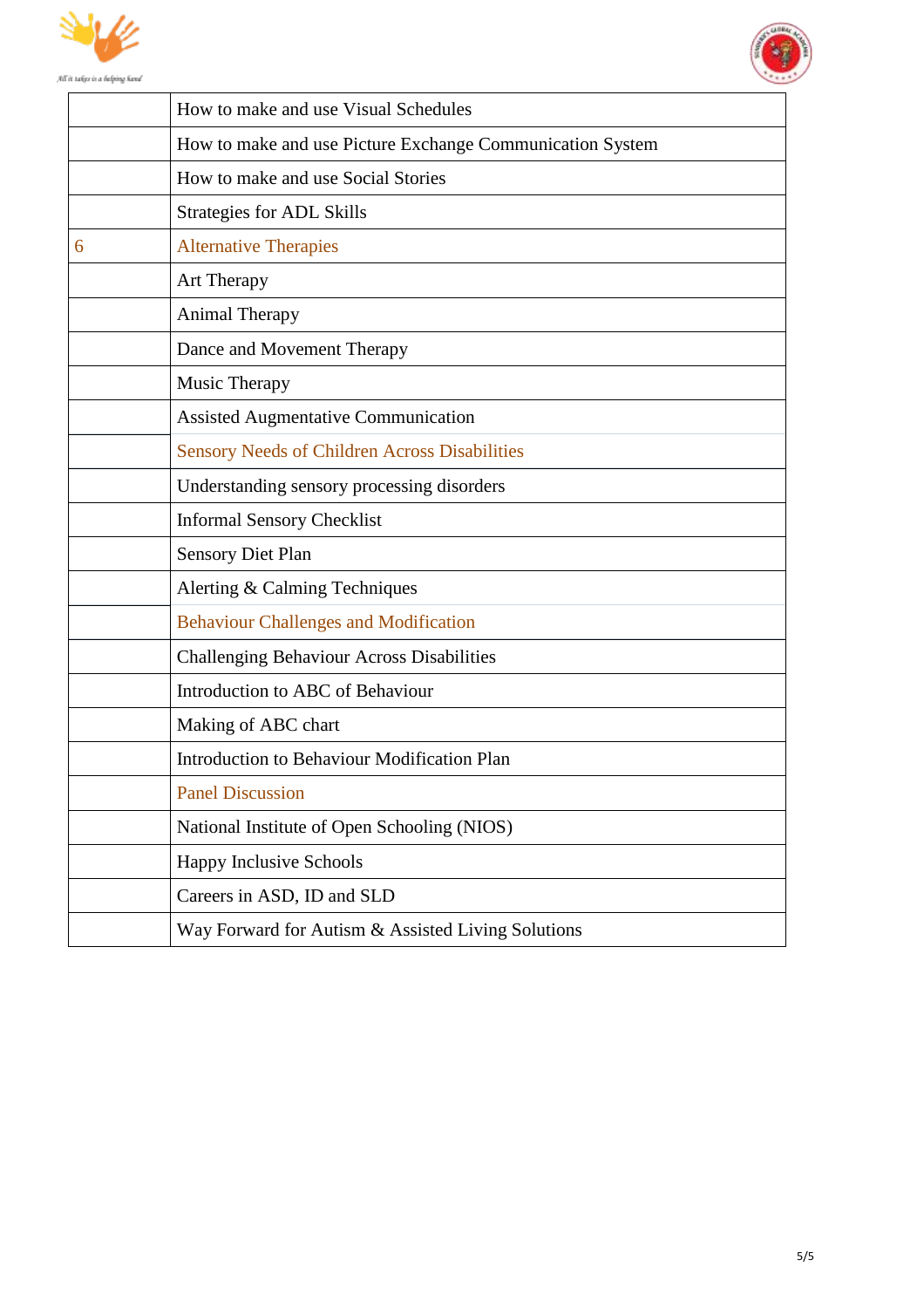| | |
|---|---|
| | How to make and use Visual Schedules |
| | How to make and use Picture Exchange Communication System |
| | How to make and use Social Stories |
| | Strategies for ADL Skills |
| 6 | Alternative Therapies |
| | Art Therapy |
| | Animal Therapy |
| | Dance and Movement Therapy |
| | Music Therapy |
| | Assisted Augmentative Communication |
| | Sensory Needs of Children Across Disabilities |
| | Understanding sensory processing disorders |
| | Informal Sensory Checklist |
| | Sensory Diet Plan |
| | Alerting & Calming Techniques |
| | Behaviour Challenges and Modification |
| | Challenging Behaviour Across Disabilities |
| | Introduction to ABC of Behaviour |
| | Making of ABC chart |
| | Introduction to Behaviour Modification Plan |
| | Panel Discussion |
| | National Institute of Open Schooling (NIOS) |
| | Happy Inclusive Schools |
| | Careers in ASD, ID and SLD |
| | Way Forward for Autism & Assisted Living Solutions |